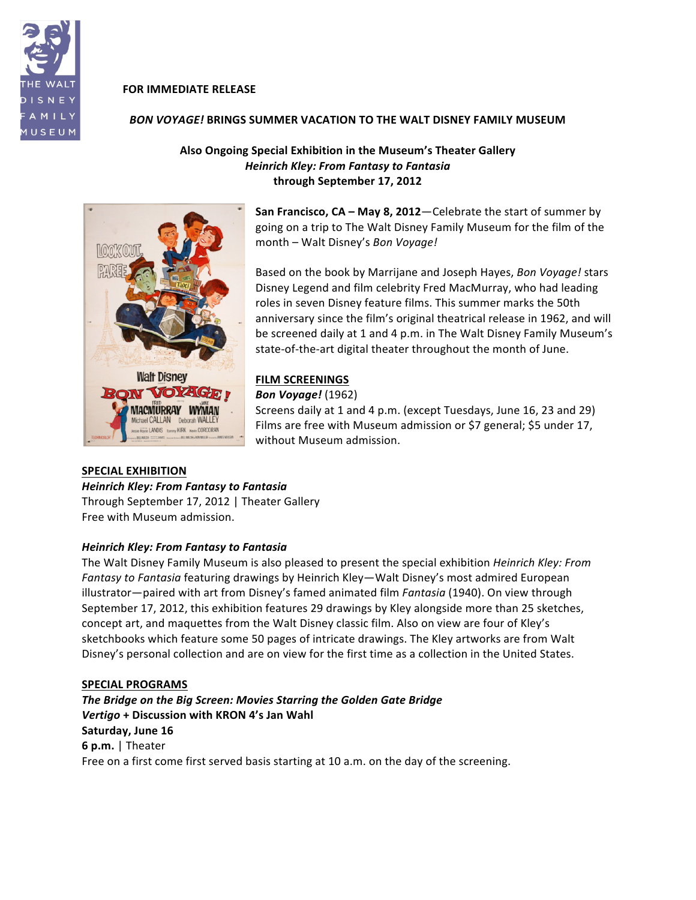**FOR IMMEDIATE RELEASE**

# *BON VOYAGE!* BRINGS SUMMER VACATION TO THE WALT DISNEY FAMILY MUSEUM

**Also Ongoing Special Exhibition in the Museum's Theater Gallery**
***Heinrich Kley: From Fantasy to Fantasia***
**through September 17, 2012**

**San Francisco, CA – May 8, 2012**—Celebrate the start of summer by going on a trip to The Walt Disney Family Museum for the film of the month – Walt Disney's *Bon Voyage!*

Based on the book by Marrijane and Joseph Hayes, *Bon Voyage!* stars Disney Legend and film celebrity Fred MacMurray, who had leading roles in seven Disney feature films. This summer marks the 50th anniversary since the film's original theatrical release in 1962, and will be screened daily at 1 and 4 p.m. in The Walt Disney Family Museum's state-of-the-art digital theater throughout the month of June.

## FILM SCREENINGS

***Bon Voyage!*** (1962)
Screens daily at 1 and 4 p.m. (except Tuesdays, June 16, 23 and 29)
Films are free with Museum admission or $7 general; $5 under 17, without Museum admission.

## SPECIAL EXHIBITION

***Heinrich Kley: From Fantasy to Fantasia***
Through September 17, 2012 | Theater Gallery
Free with Museum admission.

### *Heinrich Kley: From Fantasy to Fantasia*

The Walt Disney Family Museum is also pleased to present the special exhibition *Heinrich Kley: From Fantasy to Fantasia* featuring drawings by Heinrich Kley—Walt Disney's most admired European illustrator—paired with art from Disney's famed animated film *Fantasia* (1940). On view through September 17, 2012, this exhibition features 29 drawings by Kley alongside more than 25 sketches, concept art, and maquettes from the Walt Disney classic film. Also on view are four of Kley's sketchbooks which feature some 50 pages of intricate drawings. The Kley artworks are from Walt Disney's personal collection and are on view for the first time as a collection in the United States.

## SPECIAL PROGRAMS

***The Bridge on the Big Screen: Movies Starring the Golden Gate Bridge***
***Vertigo*** **+ Discussion with KRON 4's Jan Wahl**
**Saturday, June 16**
**6 p.m.** | Theater
Free on a first come first served basis starting at 10 a.m. on the day of the screening.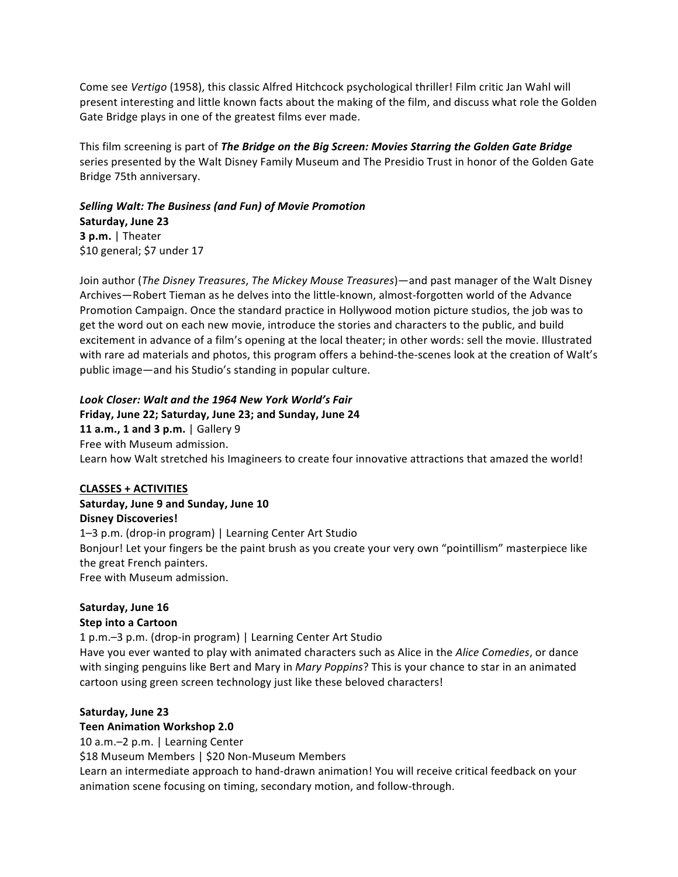Come see *Vertigo* (1958), this classic Alfred Hitchcock psychological thriller! Film critic Jan Wahl will present interesting and little known facts about the making of the film, and discuss what role the Golden Gate Bridge plays in one of the greatest films ever made.

This film screening is part of ***The Bridge on the Big Screen: Movies Starring the Golden Gate Bridge*** series presented by the Walt Disney Family Museum and The Presidio Trust in honor of the Golden Gate Bridge 75th anniversary.

***Selling Walt: The Business (and Fun) of Movie Promotion***
**Saturday, June 23**
**3 p.m.** | Theater
$10 general; $7 under 17

Join author (*The Disney Treasures*, *The Mickey Mouse Treasures*)—and past manager of the Walt Disney Archives—Robert Tieman as he delves into the little-known, almost-forgotten world of the Advance Promotion Campaign. Once the standard practice in Hollywood motion picture studios, the job was to get the word out on each new movie, introduce the stories and characters to the public, and build excitement in advance of a film's opening at the local theater; in other words: sell the movie. Illustrated with rare ad materials and photos, this program offers a behind-the-scenes look at the creation of Walt's public image—and his Studio's standing in popular culture.

***Look Closer: Walt and the 1964 New York World's Fair***
**Friday, June 22; Saturday, June 23; and Sunday, June 24**
**11 a.m., 1 and 3 p.m.** | Gallery 9
Free with Museum admission.
Learn how Walt stretched his Imagineers to create four innovative attractions that amazed the world!

<u>**CLASSES + ACTIVITIES**</u>

**Saturday, June 9 and Sunday, June 10**
**Disney Discoveries!**
1–3 p.m. (drop-in program) | Learning Center Art Studio
Bonjour! Let your fingers be the paint brush as you create your very own "pointillism" masterpiece like the great French painters.
Free with Museum admission.

**Saturday, June 16**
**Step into a Cartoon**
1 p.m.–3 p.m. (drop-in program) | Learning Center Art Studio
Have you ever wanted to play with animated characters such as Alice in the *Alice Comedies*, or dance with singing penguins like Bert and Mary in *Mary Poppins*? This is your chance to star in an animated cartoon using green screen technology just like these beloved characters!

**Saturday, June 23**
**Teen Animation Workshop 2.0**
10 a.m.–2 p.m. | Learning Center
$18 Museum Members | $20 Non-Museum Members
Learn an intermediate approach to hand-drawn animation! You will receive critical feedback on your animation scene focusing on timing, secondary motion, and follow-through.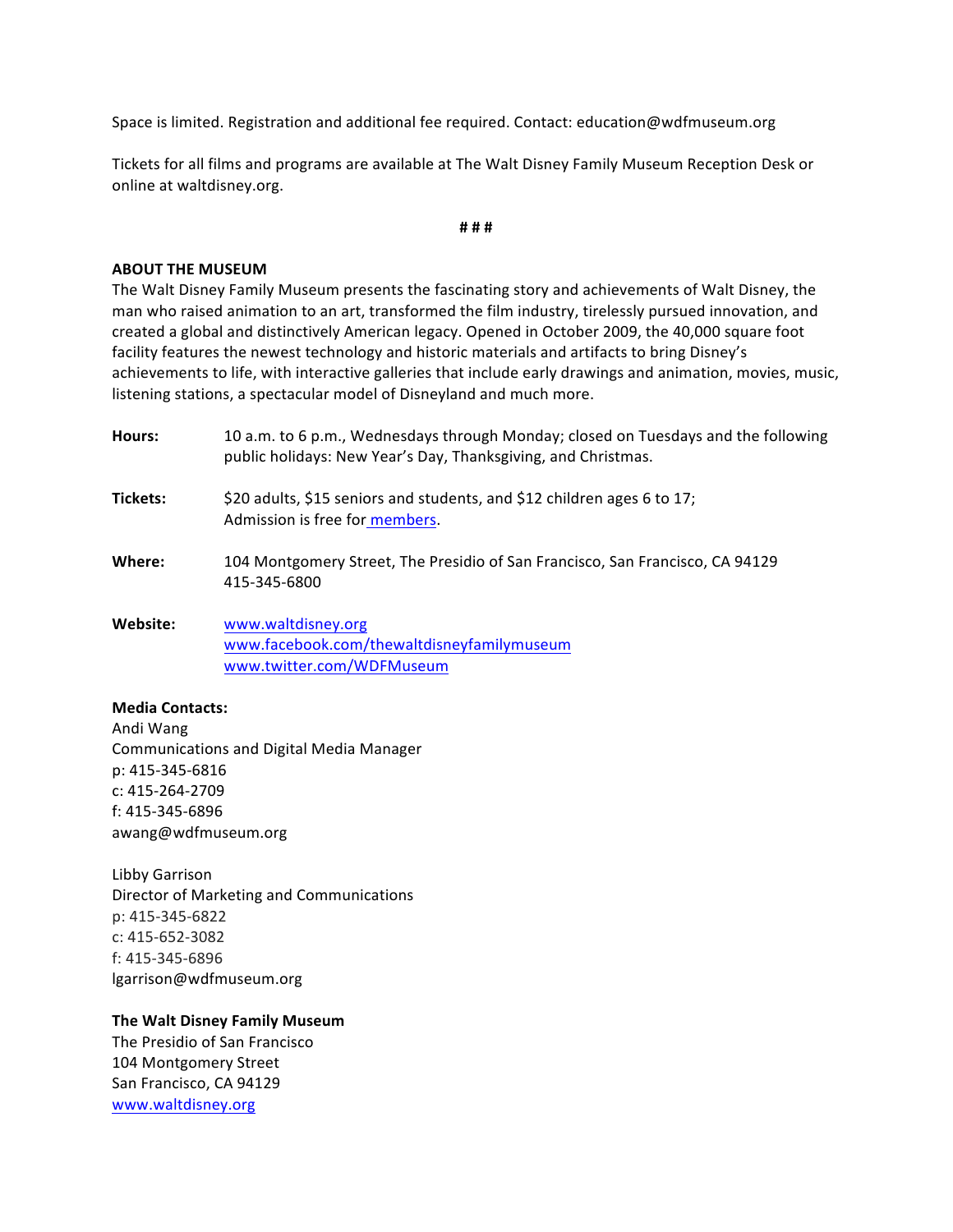Space is limited. Registration and additional fee required. Contact: education@wdfmuseum.org

Tickets for all films and programs are available at The Walt Disney Family Museum Reception Desk or online at waltdisney.org.

# # #

**ABOUT THE MUSEUM**
The Walt Disney Family Museum presents the fascinating story and achievements of Walt Disney, the man who raised animation to an art, transformed the film industry, tirelessly pursued innovation, and created a global and distinctively American legacy. Opened in October 2009, the 40,000 square foot facility features the newest technology and historic materials and artifacts to bring Disney's achievements to life, with interactive galleries that include early drawings and animation, movies, music, listening stations, a spectacular model of Disneyland and much more.

**Hours:** 10 a.m. to 6 p.m., Wednesdays through Monday; closed on Tuesdays and the following public holidays: New Year's Day, Thanksgiving, and Christmas.

**Tickets:** $20 adults, $15 seniors and students, and $12 children ages 6 to 17; Admission is free for members.

**Where:** 104 Montgomery Street, The Presidio of San Francisco, San Francisco, CA 94129
415-345-6800

**Website:** www.waltdisney.org
www.facebook.com/thewaltdisneyfamilymuseum
www.twitter.com/WDFMuseum

**Media Contacts:**
Andi Wang
Communications and Digital Media Manager
p: 415-345-6816
c: 415-264-2709
f: 415-345-6896
awang@wdfmuseum.org

Libby Garrison
Director of Marketing and Communications
p: 415-345-6822
c: 415-652-3082
f: 415-345-6896
lgarrison@wdfmuseum.org

**The Walt Disney Family Museum**
The Presidio of San Francisco
104 Montgomery Street
San Francisco, CA 94129
www.waltdisney.org